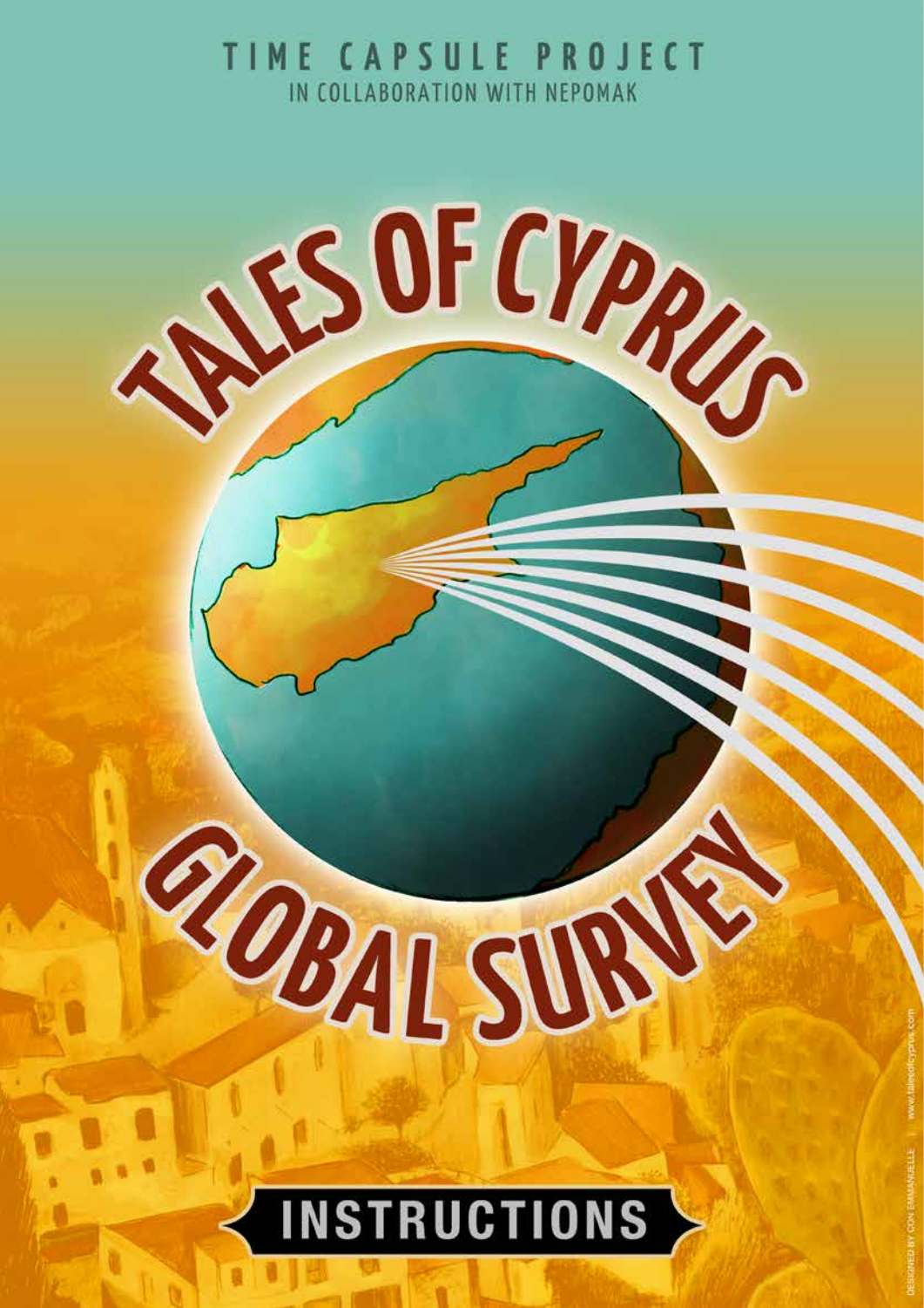TIME CAPSULE PROJECT

IN COLLABORATION WITH NEPOMAK

# TALES OF CYPRUS

# GLOBAL SURVEY

## INSTRUCTIONS

DESIGNED BY CON EMMANUELLE | www.talesofcyprus.com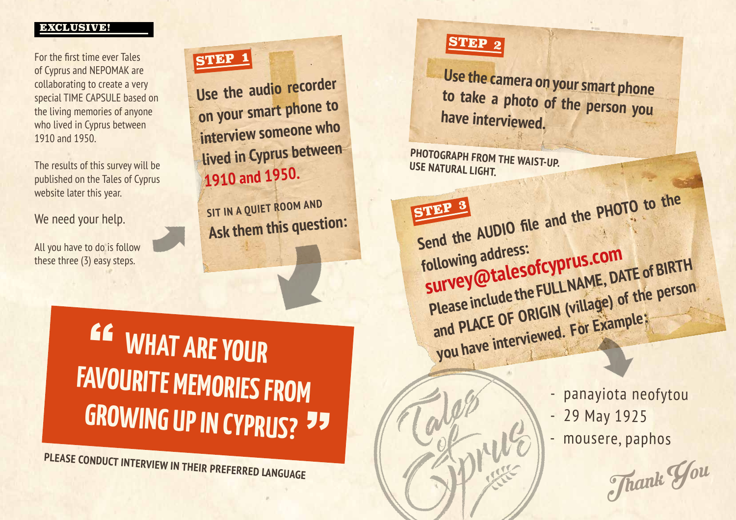**EXCLUSIVE!**

For the first time ever Tales of Cyprus and NEPOMAK are collaborating to create a very special TIME CAPSULE based on the living memories of anyone who lived in Cyprus between 1910 and 1950.

The results of this survey will be published on the Tales of Cyprus website later this year.

We need your help.

All you have to do is follow these three (3) easy steps.

## STEP 1

**Use the audio recorder on your smart phone to interview someone who lived in Cyprus between 1910 and 1950.**

SIT IN A QUIET ROOM AND

**Ask them this question:**

# “ WHAT ARE YOUR FAVOURITE MEMORIES FROM GROWING UP IN CYPRUS? ”

**PLEASE CONDUCT INTERVIEW IN THEIR PREFERRED LANGUAGE**

## STEP 2

**Use the camera on your smart phone to take a photo of the person you have interviewed.**

**PHOTOGRAPH FROM THE WAIST-UP.**
**USE NATURAL LIGHT.**

## STEP 3

**Send the AUDIO file and the PHOTO to the following address:**

**survey@talesofcyprus.com**

**Please include the FULL NAME, DATE of BIRTH and PLACE OF ORIGIN (village) of the person you have interviewed. For Example:**

- panayiota neofytou
- 29 May 1925
- mousere, paphos

Tales of Cyprus

*Thank You*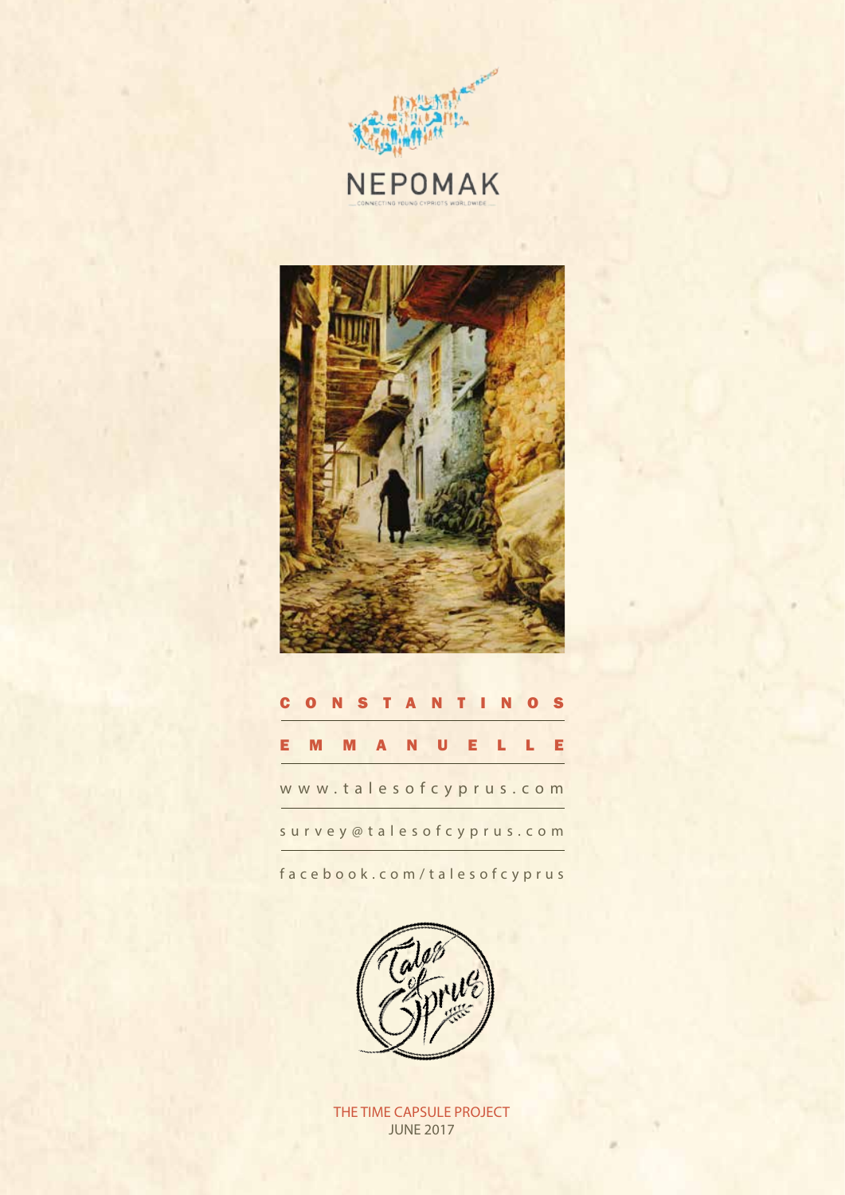NEPOMAK

CONNECTING YOUNG CYPRIOTS WORLDWIDE

CONSTANTINOS

EMMANUELLE

www.talesofcyprus.com

survey@talesofcyprus.com

facebook.com/talesofcyprus

Tales of Cyprus

THE TIME CAPSULE PROJECT
JUNE 2017